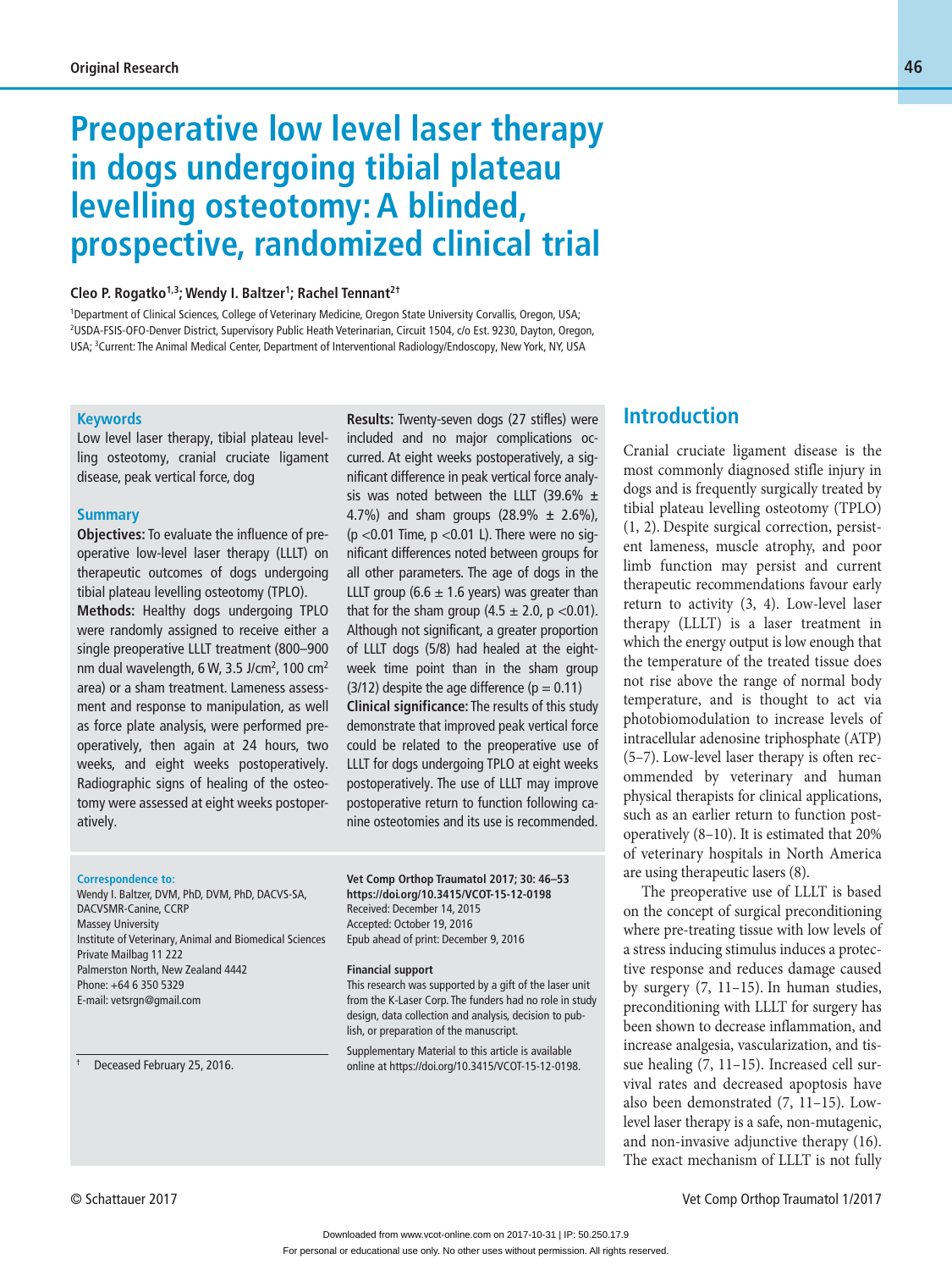Original Research

# Preoperative low level laser therapy in dogs undergoing tibial plateau levelling osteotomy: A blinded, prospective, randomized clinical trial

**Cleo P. Rogatko[1,3]; Wendy I. Baltzer[1]; Rachel Tennant[2†]**

[1]Department of Clinical Sciences, College of Veterinary Medicine, Oregon State University Corvallis, Oregon, USA; [2]USDA-FSIS-OFO-Denver District, Supervisory Public Heath Veterinarian, Circuit 1504, c/o Est. 9230, Dayton, Oregon, USA; [3]Current: The Animal Medical Center, Department of Interventional Radiology/Endoscopy, New York, NY, USA

### Keywords

Low level laser therapy, tibial plateau levelling osteotomy, cranial cruciate ligament disease, peak vertical force, dog

### Summary

**Objectives:** To evaluate the influence of preoperative low-level laser therapy (LLLT) on therapeutic outcomes of dogs undergoing tibial plateau levelling osteotomy (TPLO).

**Methods:** Healthy dogs undergoing TPLO were randomly assigned to receive either a single preoperative LLLT treatment (800–900 nm dual wavelength, 6 W, 3.5 J/cm$^2$, 100 cm$^2$ area) or a sham treatment. Lameness assessment and response to manipulation, as well as force plate analysis, were performed preoperatively, then again at 24 hours, two weeks, and eight weeks postoperatively. Radiographic signs of healing of the osteotomy were assessed at eight weeks postoperatively.

**Results:** Twenty-seven dogs (27 stifles) were included and no major complications occurred. At eight weeks postoperatively, a significant difference in peak vertical force analysis was noted between the LLLT (39.6% ± 4.7%) and sham groups (28.9% ± 2.6%), ($p < 0.01$ Time, $p < 0.01$ L). There were no significant differences noted between groups for all other parameters. The age of dogs in the LLLT group (6.6 ± 1.6 years) was greater than that for the sham group (4.5 ± 2.0, $p < 0.01$). Although not significant, a greater proportion of LLLT dogs (5/8) had healed at the eight-week time point than in the sham group (3/12) despite the age difference ($p = 0.11$)

**Clinical significance:** The results of this study demonstrate that improved peak vertical force could be related to the preoperative use of LLLT for dogs undergoing TPLO at eight weeks postoperatively. The use of LLLT may improve postoperative return to function following canine osteotomies and its use is recommended.

**Correspondence to:**
Wendy I. Baltzer, DVM, PhD, DVM, PhD, DACVS-SA, DACVSMR-Canine, CCRP
Massey University
Institute of Veterinary, Animal and Biomedical Sciences
Private Mailbag 11 222
Palmerston North, New Zealand 4442
Phone: +64 6 350 5329
E-mail: vetsrgn@gmail.com

† Deceased February 25, 2016.

**Vet Comp Orthop Traumatol 2017; 30: 46–53**
**https://doi.org/10.3415/VCOT-15-12-0198**
Received: December 14, 2015
Accepted: October 19, 2016
Epub ahead of print: December 9, 2016

**Financial support**
This research was supported by a gift of the laser unit from the K-Laser Corp. The funders had no role in study design, data collection and analysis, decision to publish, or preparation of the manuscript.

Supplementary Material to this article is available online at https://doi.org/10.3415/VCOT-15-12-0198.

## Introduction

Cranial cruciate ligament disease is the most commonly diagnosed stifle injury in dogs and is frequently surgically treated by tibial plateau levelling osteotomy (TPLO) (1, 2). Despite surgical correction, persistent lameness, muscle atrophy, and poor limb function may persist and current therapeutic recommendations favour early return to activity (3, 4). Low-level laser therapy (LLLT) is a laser treatment in which the energy output is low enough that the temperature of the treated tissue does not rise above the range of normal body temperature, and is thought to act via photobiomodulation to increase levels of intracellular adenosine triphosphate (ATP) (5–7). Low-level laser therapy is often recommended by veterinary and human physical therapists for clinical applications, such as an earlier return to function postoperatively (8–10). It is estimated that 20% of veterinary hospitals in North America are using therapeutic lasers (8).

The preoperative use of LLLT is based on the concept of surgical preconditioning where pre-treating tissue with low levels of a stress inducing stimulus induces a protective response and reduces damage caused by surgery (7, 11–15). In human studies, preconditioning with LLLT for surgery has been shown to decrease inflammation, and increase analgesia, vascularization, and tissue healing (7, 11–15). Increased cell survival rates and decreased apoptosis have also been demonstrated (7, 11–15). Low-level laser therapy is a safe, non-mutagenic, and non-invasive adjunctive therapy (16). The exact mechanism of LLLT is not fully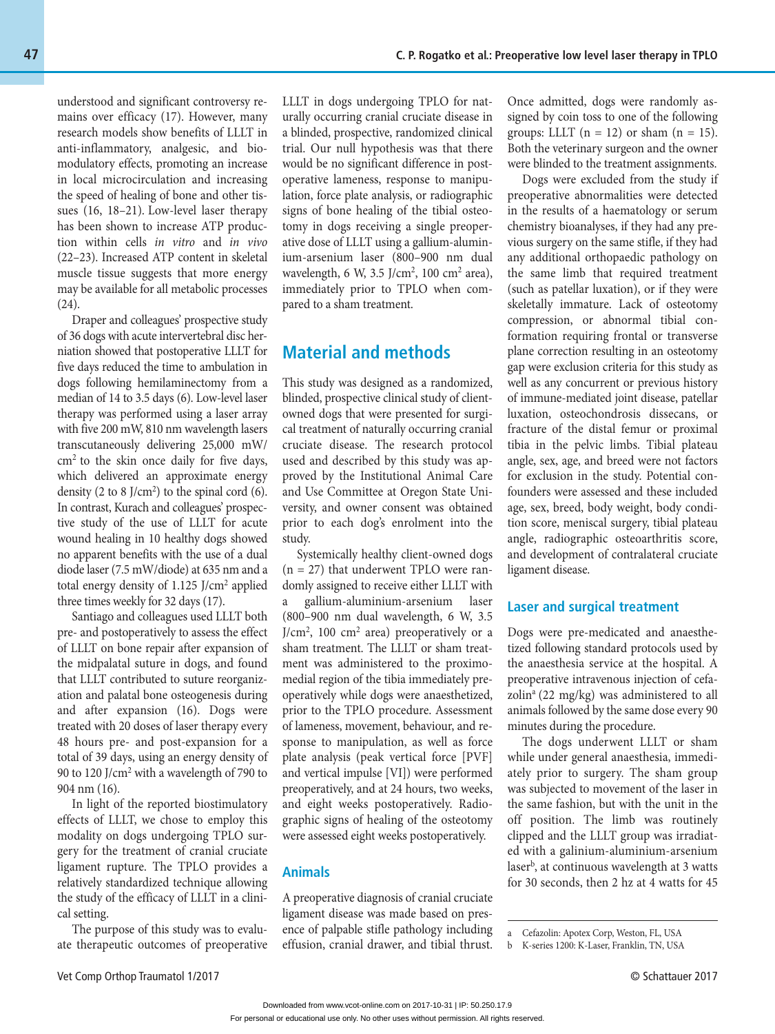understood and significant controversy remains over efficacy (17). However, many research models show benefits of LLLT in anti-inflammatory, analgesic, and biomodulatory effects, promoting an increase in local microcirculation and increasing the speed of healing of bone and other tissues (16, 18–21). Low-level laser therapy has been shown to increase ATP production within cells *in vitro* and *in vivo* (22–23). Increased ATP content in skeletal muscle tissue suggests that more energy may be available for all metabolic processes (24).

Draper and colleagues' prospective study of 36 dogs with acute intervertebral disc herniation showed that postoperative LLLT for five days reduced the time to ambulation in dogs following hemilaminectomy from a median of 14 to 3.5 days (6). Low-level laser therapy was performed using a laser array with five 200 mW, 810 nm wavelength lasers transcutaneously delivering 25,000 mW/cm$^2$ to the skin once daily for five days, which delivered an approximate energy density (2 to 8 J/cm$^2$) to the spinal cord (6). In contrast, Kurach and colleagues' prospective study of the use of LLLT for acute wound healing in 10 healthy dogs showed no apparent benefits with the use of a dual diode laser (7.5 mW/diode) at 635 nm and a total energy density of 1.125 J/cm$^2$ applied three times weekly for 32 days (17).

Santiago and colleagues used LLLT both pre- and postoperatively to assess the effect of LLLT on bone repair after expansion of the midpalatal suture in dogs, and found that LLLT contributed to suture reorganization and palatal bone osteogenesis during and after expansion (16). Dogs were treated with 20 doses of laser therapy every 48 hours pre- and post-expansion for a total of 39 days, using an energy density of 90 to 120 J/cm$^2$ with a wavelength of 790 to 904 nm (16).

In light of the reported biostimulatory effects of LLLT, we chose to employ this modality on dogs undergoing TPLO surgery for the treatment of cranial cruciate ligament rupture. The TPLO provides a relatively standardized technique allowing the study of the efficacy of LLLT in a clinical setting.

The purpose of this study was to evaluate therapeutic outcomes of preoperative LLLT in dogs undergoing TPLO for naturally occurring cranial cruciate disease in a blinded, prospective, randomized clinical trial. Our null hypothesis was that there would be no significant difference in postoperative lameness, response to manipulation, force plate analysis, or radiographic signs of bone healing of the tibial osteotomy in dogs receiving a single preoperative dose of LLLT using a gallium-aluminium-arsenium laser (800–900 nm dual wavelength, 6 W, 3.5 J/cm$^2$, 100 cm$^2$ area), immediately prior to TPLO when compared to a sham treatment.

## Material and methods

This study was designed as a randomized, blinded, prospective clinical study of client-owned dogs that were presented for surgical treatment of naturally occurring cranial cruciate disease. The research protocol used and described by this study was approved by the Institutional Animal Care and Use Committee at Oregon State University, and owner consent was obtained prior to each dog's enrolment into the study.

Systemically healthy client-owned dogs (n = 27) that underwent TPLO were randomly assigned to receive either LLLT with a gallium-aluminium-arsenium laser (800–900 nm dual wavelength, 6 W, 3.5 J/cm$^2$, 100 cm$^2$ area) preoperatively or a sham treatment. The LLLT or sham treatment was administered to the proximomedial region of the tibia immediately preoperatively while dogs were anaesthetized, prior to the TPLO procedure. Assessment of lameness, movement, behaviour, and response to manipulation, as well as force plate analysis (peak vertical force [PVF] and vertical impulse [VI]) were performed preoperatively, and at 24 hours, two weeks, and eight weeks postoperatively. Radiographic signs of healing of the osteotomy were assessed eight weeks postoperatively.

### Animals

A preoperative diagnosis of cranial cruciate ligament disease was made based on presence of palpable stifle pathology including effusion, cranial drawer, and tibial thrust. Once admitted, dogs were randomly assigned by coin toss to one of the following groups: LLLT (n = 12) or sham (n = 15). Both the veterinary surgeon and the owner were blinded to the treatment assignments.

Dogs were excluded from the study if preoperative abnormalities were detected in the results of a haematology or serum chemistry bioanalyses, if they had any previous surgery on the same stifle, if they had any additional orthopaedic pathology on the same limb that required treatment (such as patellar luxation), or if they were skeletally immature. Lack of osteotomy compression, or abnormal tibial conformation requiring frontal or transverse plane correction resulting in an osteotomy gap were exclusion criteria for this study as well as any concurrent or previous history of immune-mediated joint disease, patellar luxation, osteochondrosis dissecans, or fracture of the distal femur or proximal tibia in the pelvic limbs. Tibial plateau angle, sex, age, and breed were not factors for exclusion in the study. Potential confounders were assessed and these included age, sex, breed, body weight, body condition score, meniscal surgery, tibial plateau angle, radiographic osteoarthritis score, and development of contralateral cruciate ligament disease.

### Laser and surgical treatment

Dogs were pre-medicated and anaesthetized following standard protocols used by the anaesthesia service at the hospital. A preoperative intravenous injection of cefazolin[a] (22 mg/kg) was administered to all animals followed by the same dose every 90 minutes during the procedure.

The dogs underwent LLLT or sham while under general anaesthesia, immediately prior to surgery. The sham group was subjected to movement of the laser in the same fashion, but with the unit in the off position. The limb was routinely clipped and the LLLT group was irradiated with a galinium-aluminium-arsenium laser[b], at continuous wavelength at 3 watts for 30 seconds, then 2 hz at 4 watts for 45

---

a Cefazolin: Apotex Corp, Weston, FL, USA

b K-series 1200: K-Laser, Franklin, TN, USA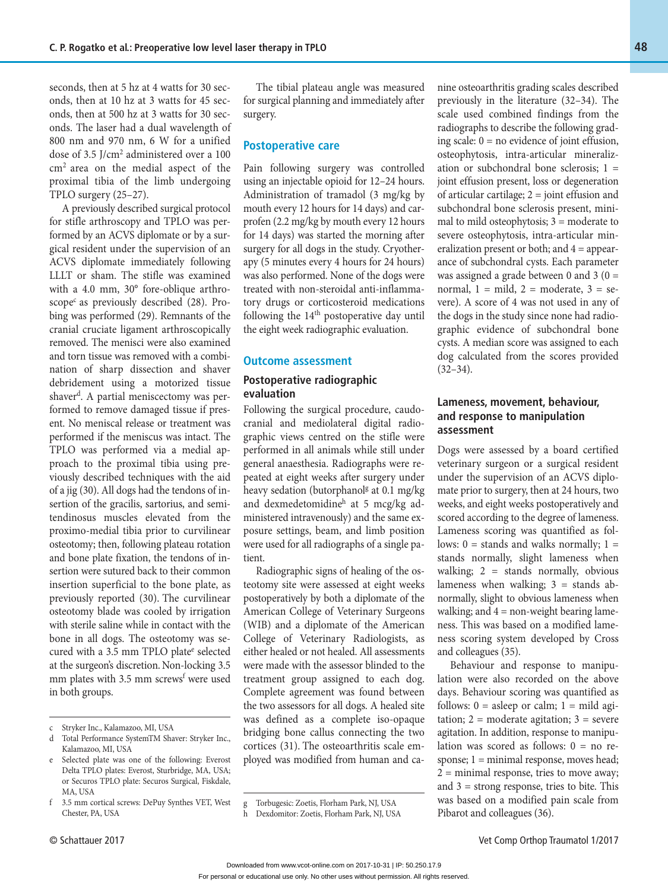seconds, then at 5 hz at 4 watts for 30 seconds, then at 10 hz at 3 watts for 45 seconds, then at 500 hz at 3 watts for 30 seconds. The laser had a dual wavelength of 800 nm and 970 nm, 6 W for a unified dose of 3.5 J/cm$^2$ administered over a 100 cm$^2$ area on the medial aspect of the proximal tibia of the limb undergoing TPLO surgery (25–27).

A previously described surgical protocol for stifle arthroscopy and TPLO was performed by an ACVS diplomate or by a surgical resident under the supervision of an ACVS diplomate immediately following LLLT or sham. The stifle was examined with a 4.0 mm, 30° fore-oblique arthroscope[c] as previously described (28). Probing was performed (29). Remnants of the cranial cruciate ligament arthroscopically removed. The menisci were also examined and torn tissue was removed with a combination of sharp dissection and shaver debridement using a motorized tissue shaver[d]. A partial meniscectomy was performed to remove damaged tissue if present. No meniscal release or treatment was performed if the meniscus was intact. The TPLO was performed via a medial approach to the proximal tibia using previously described techniques with the aid of a jig (30). All dogs had the tendons of insertion of the gracilis, sartorius, and semitendinosus muscles elevated from the proximo-medial tibia prior to curvilinear osteotomy; then, following plateau rotation and bone plate fixation, the tendons of insertion were sutured back to their common insertion superficial to the bone plate, as previously reported (30). The curvilinear osteotomy blade was cooled by irrigation with sterile saline while in contact with the bone in all dogs. The osteotomy was secured with a 3.5 mm TPLO plate[e] selected at the surgeon's discretion. Non-locking 3.5 mm plates with 3.5 mm screws[f] were used in both groups.

The tibial plateau angle was measured for surgical planning and immediately after surgery.

## Postoperative care

Pain following surgery was controlled using an injectable opioid for 12–24 hours. Administration of tramadol (3 mg/kg by mouth every 12 hours for 14 days) and carprofen (2.2 mg/kg by mouth every 12 hours for 14 days) was started the morning after surgery for all dogs in the study. Cryotherapy (5 minutes every 4 hours for 24 hours) was also performed. None of the dogs were treated with non-steroidal anti-inflammatory drugs or corticosteroid medications following the 14[th] postoperative day until the eight week radiographic evaluation.

## Outcome assessment

### Postoperative radiographic evaluation

Following the surgical procedure, caudocranial and mediolateral digital radiographic views centred on the stifle were performed in all animals while still under general anaesthesia. Radiographs were repeated at eight weeks after surgery under heavy sedation (butorphanol[g] at 0.1 mg/kg and dexmedetomidine[h] at 5 mcg/kg administered intravenously) and the same exposure settings, beam, and limb position were used for all radiographs of a single patient.

Radiographic signs of healing of the osteotomy site were assessed at eight weeks postoperatively by both a diplomate of the American College of Veterinary Surgeons (WIB) and a diplomate of the American College of Veterinary Radiologists, as either healed or not healed. All assessments were made with the assessor blinded to the treatment group assigned to each dog. Complete agreement was found between the two assessors for all dogs. A healed site was defined as a complete iso-opaque bridging bone callus connecting the two cortices (31). The osteoarthritis scale employed was modified from human and canine osteoarthritis grading scales described previously in the literature (32–34). The scale used combined findings from the radiographs to describe the following grading scale: 0 = no evidence of joint effusion, osteophytosis, intra-articular mineralization or subchondral bone sclerosis; 1 = joint effusion present, loss or degeneration of articular cartilage; 2 = joint effusion and subchondral bone sclerosis present, minimal to mild osteophytosis; 3 = moderate to severe osteophytosis, intra-articular mineralization present or both; and 4 = appearance of subchondral cysts. Each parameter was assigned a grade between 0 and 3 (0 = normal, 1 = mild, 2 = moderate, 3 = severe). A score of 4 was not used in any of the dogs in the study since none had radiographic evidence of subchondral bone cysts. A median score was assigned to each dog calculated from the scores provided (32–34).

### Lameness, movement, behaviour, and response to manipulation assessment

Dogs were assessed by a board certified veterinary surgeon or a surgical resident under the supervision of an ACVS diplomate prior to surgery, then at 24 hours, two weeks, and eight weeks postoperatively and scored according to the degree of lameness. Lameness scoring was quantified as follows: 0 = stands and walks normally; 1 = stands normally, slight lameness when walking; 2 = stands normally, obvious lameness when walking; 3 = stands abnormally, slight to obvious lameness when walking; and 4 = non-weight bearing lameness. This was based on a modified lameness scoring system developed by Cross and colleagues (35).

Behaviour and response to manipulation were also recorded on the above days. Behaviour scoring was quantified as follows: 0 = asleep or calm; 1 = mild agitation; 2 = moderate agitation; 3 = severe agitation. In addition, response to manipulation was scored as follows: 0 = no response; 1 = minimal response, moves head; 2 = minimal response, tries to move away; and 3 = strong response, tries to bite. This was based on a modified pain scale from Pibarot and colleagues (36).

---

c Stryker Inc., Kalamazoo, MI, USA

d Total Performance SystemTM Shaver: Stryker Inc., Kalamazoo, MI, USA

e Selected plate was one of the following: Everost Delta TPLO plates: Everost, Sturbridge, MA, USA; or Securos TPLO plate: Securos Surgical, Fiskdale, MA, USA

f 3.5 mm cortical screws: DePuy Synthes VET, West Chester, PA, USA

g Torbugesic: Zoetis, Florham Park, NJ, USA

h Dexdomitor: Zoetis, Florham Park, NJ, USA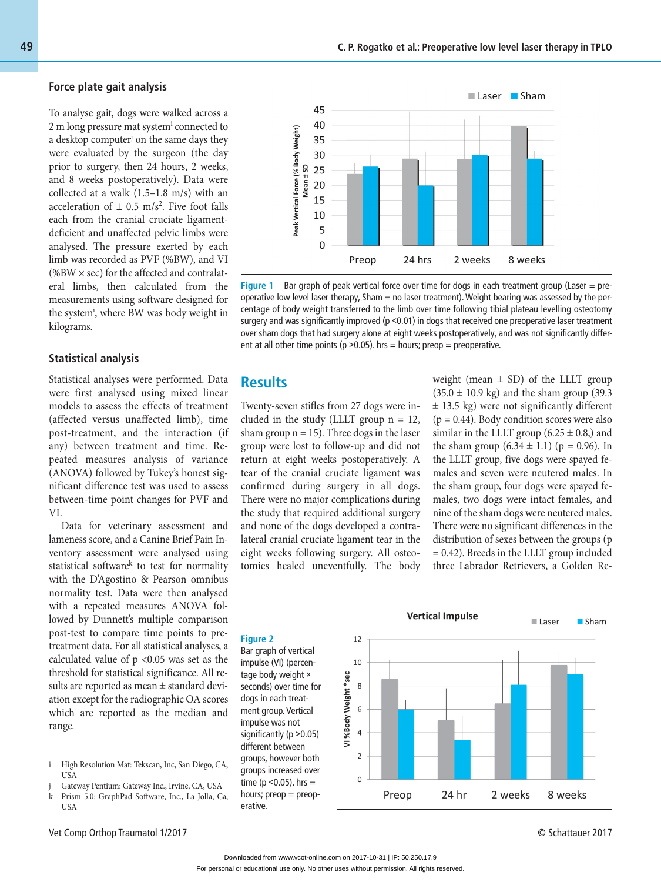### Force plate gait analysis

To analyse gait, dogs were walked across a 2 m long pressure mat system[i] connected to a desktop computer[j] on the same days they were evaluated by the surgeon (the day prior to surgery, then 24 hours, 2 weeks, and 8 weeks postoperatively). Data were collected at a walk (1.5–1.8 m/s) with an acceleration of ± 0.5 m/s². Five foot falls each from the cranial cruciate ligament-deficient and unaffected pelvic limbs were analysed. The pressure exerted by each limb was recorded as PVF (%BW), and VI (%BW × sec) for the affected and contralateral limbs, then calculated from the measurements using software designed for the system[i], where BW was body weight in kilograms.

### Statistical analysis

Statistical analyses were performed. Data were first analysed using mixed linear models to assess the effects of treatment (affected versus unaffected limb), time post-treatment, and the interaction (if any) between treatment and time. Repeated measures analysis of variance (ANOVA) followed by Tukey's honest significant difference test was used to assess between-time point changes for PVF and VI.

Data for veterinary assessment and lameness score, and a Canine Brief Pain Inventory assessment were analysed using statistical software[k] to test for normality with the D'Agostino & Pearson omnibus normality test. Data were then analysed with a repeated measures ANOVA followed by Dunnett's multiple comparison post-test to compare time points to pretreatment data. For all statistical analyses, a calculated value of $p < 0.05$ was set as the threshold for statistical significance. All results are reported as mean ± standard deviation except for the radiographic OA scores which are reported as the median and range.

i High Resolution Mat: Tekscan, Inc, San Diego, CA, USA
j Gateway Pentium: Gateway Inc., Irvine, CA, USA
k Prism 5.0: GraphPad Software, Inc., La Jolla, Ca, USA

**Figure 1** Bar graph of peak vertical force over time for dogs in each treatment group (Laser = preoperative low level laser therapy, Sham = no laser treatment). Weight bearing was assessed by the percentage of body weight transferred to the limb over time following tibial plateau levelling osteotomy surgery and was significantly improved ($p < 0.01$) in dogs that received one preoperative laser treatment over sham dogs that had surgery alone at eight weeks postoperatively, and was not significantly different at all other time points ($p > 0.05$). hrs = hours; preop = preoperative.

## Results

Twenty-seven stifles from 27 dogs were included in the study (LLLT group n = 12, sham group n = 15). Three dogs in the laser group were lost to follow-up and did not return at eight weeks postoperatively. A tear of the cranial cruciate ligament was confirmed during surgery in all dogs. There were no major complications during the study that required additional surgery and none of the dogs developed a contralateral cranial cruciate ligament tear in the eight weeks following surgery. All osteotomies healed uneventfully. The body weight (mean ± SD) of the LLLT group (35.0 ± 10.9 kg) and the sham group (39.3 ± 13.5 kg) were not significantly different (p = 0.44). Body condition scores were also similar in the LLLT group (6.25 ± 0.8,) and the sham group (6.34 ± 1.1) (p = 0.96). In the LLLT group, five dogs were spayed females and seven were neutered males. In the sham group, four dogs were spayed females, two dogs were intact females, and nine of the sham dogs were neutered males. There were no significant differences in the distribution of sexes between the groups (p = 0.42). Breeds in the LLLT group included three Labrador Retrievers, a Golden Re-

**Figure 2** Bar graph of vertical impulse (VI) (percentage body weight × seconds) over time for dogs in each treatment group. Vertical impulse was not significantly ($p > 0.05$) different between groups, however both groups increased over time ($p < 0.05$). hrs = hours; preop = preoperative.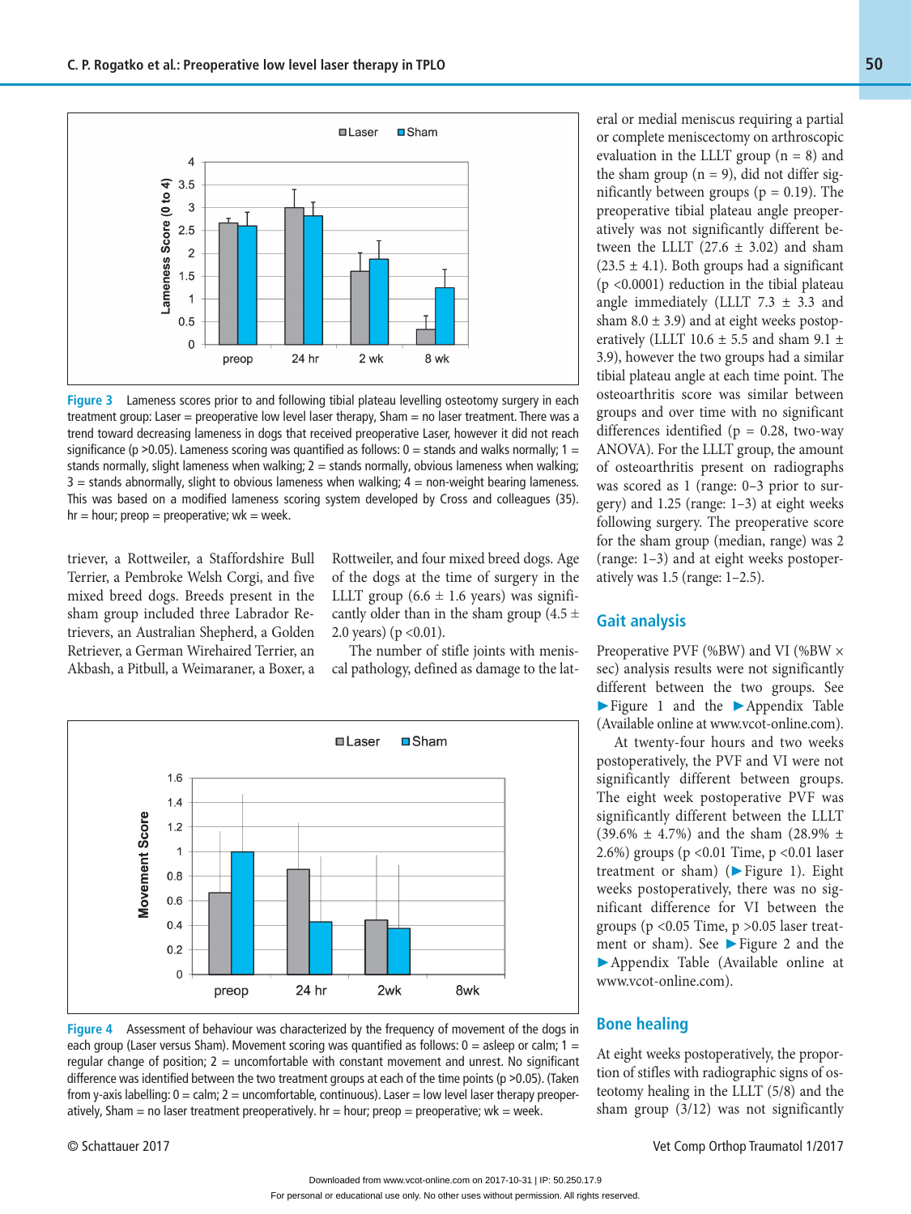Figure 3 Lameness scores prior to and following tibial plateau levelling osteotomy surgery in each treatment group: Laser = preoperative low level laser therapy, Sham = no laser treatment. There was a trend toward decreasing lameness in dogs that received preoperative Laser, however it did not reach significance ($p > 0.05$). Lameness scoring was quantified as follows: 0 = stands and walks normally; 1 = stands normally, slight lameness when walking; 2 = stands normally, obvious lameness when walking; 3 = stands abnormally, slight to obvious lameness when walking; 4 = non-weight bearing lameness. This was based on a modified lameness scoring system developed by Cross and colleagues (35). hr = hour; preop = preoperative; wk = week.

triever, a Rottweiler, a Staffordshire Bull Terrier, a Pembroke Welsh Corgi, and five mixed breed dogs. Breeds present in the sham group included three Labrador Retrievers, an Australian Shepherd, a Golden Retriever, a German Wirehaired Terrier, an Akbash, a Pitbull, a Weimaraner, a Boxer, a Rottweiler, and four mixed breed dogs. Age of the dogs at the time of surgery in the LLLT group (6.6 ± 1.6 years) was significantly older than in the sham group (4.5 ± 2.0 years) ($p < 0.01$).

The number of stifle joints with meniscal pathology, defined as damage to the lateral or medial meniscus requiring a partial or complete meniscectomy on arthroscopic evaluation in the LLLT group (n = 8) and the sham group (n = 9), did not differ significantly between groups ($p = 0.19$). The preoperative tibial plateau angle preoperatively was not significantly different between the LLLT (27.6 ± 3.02) and sham (23.5 ± 4.1). Both groups had a significant ($p < 0.0001$) reduction in the tibial plateau angle immediately (LLLT 7.3 ± 3.3 and sham 8.0 ± 3.9) and at eight weeks postoperatively (LLLT 10.6 ± 5.5 and sham 9.1 ± 3.9), however the two groups had a similar tibial plateau angle at each time point. The osteoarthritis score was similar between groups and over time with no significant differences identified ($p = 0.28$, two-way ANOVA). For the LLLT group, the amount of osteoarthritis present on radiographs was scored as 1 (range: 0–3 prior to surgery) and 1.25 (range: 1–3) at eight weeks following surgery. The preoperative score for the sham group (median, range) was 2 (range: 1–3) and at eight weeks postoperatively was 1.5 (range: 1–2.5).

Figure 4 Assessment of behaviour was characterized by the frequency of movement of the dogs in each group (Laser versus Sham). Movement scoring was quantified as follows: 0 = asleep or calm; 1 = regular change of position; 2 = uncomfortable with constant movement and unrest. No significant difference was identified between the two treatment groups at each of the time points ($p > 0.05$). (Taken from y-axis labelling: 0 = calm; 2 = uncomfortable, continuous). Laser = low level laser therapy preoperatively, Sham = no laser treatment preoperatively. hr = hour; preop = preoperative; wk = week.

## Gait analysis

Preoperative PVF (%BW) and VI (%BW × sec) analysis results were not significantly different between the two groups. See ►Figure 1 and the ►Appendix Table (Available online at www.vcot-online.com).

At twenty-four hours and two weeks postoperatively, the PVF and VI were not significantly different between groups. The eight week postoperative PVF was significantly different between the LLLT (39.6% ± 4.7%) and the sham (28.9% ± 2.6%) groups ($p < 0.01$ Time, $p < 0.01$ laser treatment or sham) (►Figure 1). Eight weeks postoperatively, there was no significant difference for VI between the groups ($p < 0.05$ Time, $p > 0.05$ laser treatment or sham). See ►Figure 2 and the ►Appendix Table (Available online at www.vcot-online.com).

## Bone healing

At eight weeks postoperatively, the proportion of stifles with radiographic signs of osteotomy healing in the LLLT (5/8) and the sham group (3/12) was not significantly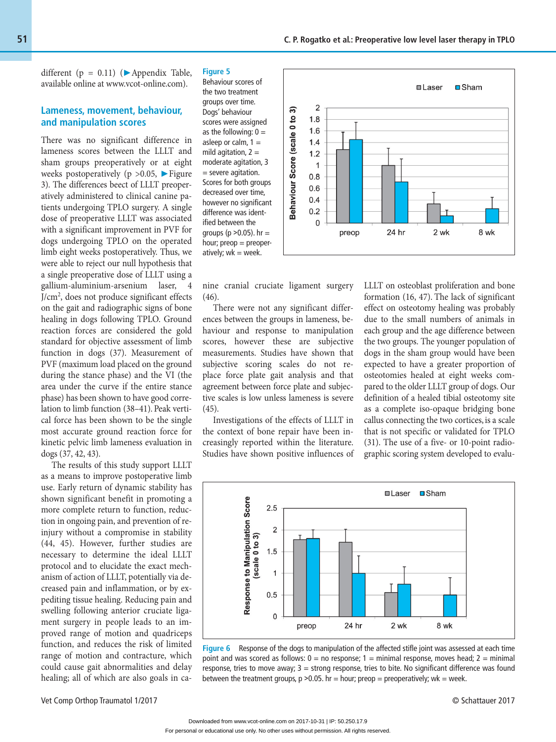different (p = 0.11) (►Appendix Table, available online at www.vcot-online.com).

## Lameness, movement, behaviour, and manipulation scores

There was no significant difference in lameness scores between the LLLT and sham groups preoperatively or at eight weeks postoperatively (p >0.05, ►Figure 3). The differences beect of LLLT preoperatively administered to clinical canine patients undergoing TPLO surgery. A single dose of preoperative LLLT was associated with a significant improvement in PVF for dogs undergoing TPLO on the operated limb eight weeks postoperatively. Thus, we were able to reject our null hypothesis that a single preoperative dose of LLLT using a gallium-aluminium-arsenium laser, 4 J/cm$^2$, does not produce significant effects on the gait and radiographic signs of bone healing in dogs following TPLO. Ground reaction forces are considered the gold standard for objective assessment of limb function in dogs (37). Measurement of PVF (maximum load placed on the ground during the stance phase) and the VI (the area under the curve if the entire stance phase) has been shown to have good correlation to limb function (38–41). Peak vertical force has been shown to be the single most accurate ground reaction force for kinetic pelvic limb lameness evaluation in dogs (37, 42, 43).

The results of this study support LLLT as a means to improve postoperative limb use. Early return of dynamic stability has shown significant benefit in promoting a more complete return to function, reduction in ongoing pain, and prevention of reinjury without a compromise in stability (44, 45). However, further studies are necessary to determine the ideal LLLT protocol and to elucidate the exact mechanism of action of LLLT, potentially via decreased pain and inflammation, or by expediting tissue healing. Reducing pain and swelling following anterior cruciate ligament surgery in people leads to an improved range of motion and quadriceps function, and reduces the risk of limited range of motion and contracture, which could cause gait abnormalities and delay healing; all of which are also goals in canine cranial cruciate ligament surgery (46).

There were not any significant differences between the groups in lameness, behaviour and response to manipulation scores, however these are subjective measurements. Studies have shown that subjective scoring scales do not replace force plate gait analysis and that agreement between force plate and subjective scales is low unless lameness is severe (45).

Investigations of the effects of LLLT in the context of bone repair have been increasingly reported within the literature. Studies have shown positive influences of LLLT on osteoblast proliferation and bone formation (16, 47). The lack of significant effect on osteotomy healing was probably due to the small numbers of animals in each group and the age difference between the two groups. The younger population of dogs in the sham group would have been expected to have a greater proportion of osteotomies healed at eight weeks compared to the older LLLT group of dogs. Our definition of a healed tibial osteotomy site as a complete iso-opaque bridging bone callus connecting the two cortices, is a scale that is not specific or validated for TPLO (31). The use of a five- or 10-point radiographic scoring system developed to evalu-

**Figure 5** Behaviour scores of the two treatment groups over time. Dogs' behaviour scores were assigned as the following: 0 = asleep or calm, 1 = mild agitation, 2 = moderate agitation, 3 = severe agitation. Scores for both groups decreased over time, however no significant difference was identified between the groups (p >0.05). hr = hour; preop = preoperatively; wk = week.

**Figure 6** Response of the dogs to manipulation of the affected stifle joint was assessed at each time point and was scored as follows: 0 = no response; 1 = minimal response, moves head; 2 = minimal response, tries to move away; 3 = strong response, tries to bite. No significant difference was found between the treatment groups, p >0.05. hr = hour; preop = preoperatively; wk = week.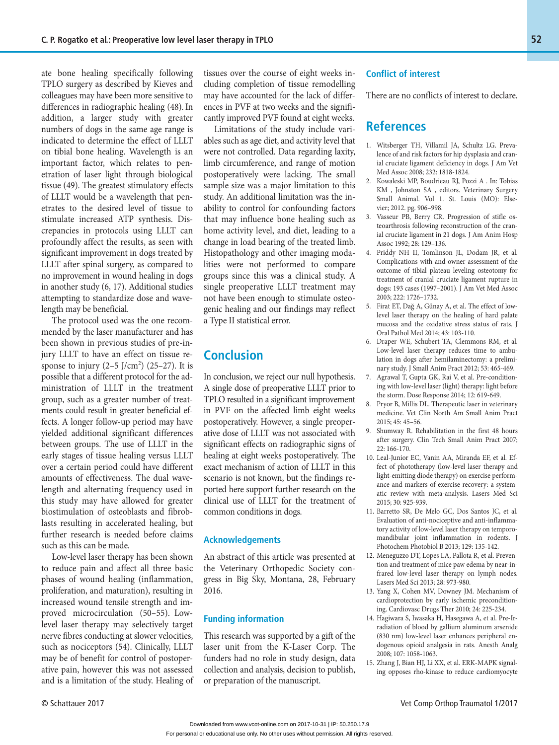ate bone healing specifically following TPLO surgery as described by Kieves and colleagues may have been more sensitive to differences in radiographic healing (48). In addition, a larger study with greater numbers of dogs in the same age range is indicated to determine the effect of LLLT on tibial bone healing. Wavelength is an important factor, which relates to penetration of laser light through biological tissue (49). The greatest stimulatory effects of LLLT would be a wavelength that penetrates to the desired level of tissue to stimulate increased ATP synthesis. Discrepancies in protocols using LLLT can profoundly affect the results, as seen with significant improvement in dogs treated by LLLT after spinal surgery, as compared to no improvement in wound healing in dogs in another study (6, 17). Additional studies attempting to standardize dose and wavelength may be beneficial.

The protocol used was the one recommended by the laser manufacturer and has been shown in previous studies of pre-injury LLLT to have an effect on tissue response to injury (2–5 J/cm$^2$) (25–27). It is possible that a different protocol for the administration of LLLT in the treatment group, such as a greater number of treatments could result in greater beneficial effects. A longer follow-up period may have yielded additional significant differences between groups. The use of LLLT in the early stages of tissue healing versus LLLT over a certain period could have different amounts of effectiveness. The dual wavelength and alternating frequency used in this study may have allowed for greater biostimulation of osteoblasts and fibroblasts resulting in accelerated healing, but further research is needed before claims such as this can be made.

Low-level laser therapy has been shown to reduce pain and affect all three basic phases of wound healing (inflammation, proliferation, and maturation), resulting in increased wound tensile strength and improved microcirculation (50–55). Low-level laser therapy may selectively target nerve fibres conducting at slower velocities, such as nociceptors (54). Clinically, LLLT may be of benefit for control of postoperative pain, however this was not assessed and is a limitation of the study. Healing of tissues over the course of eight weeks including completion of tissue remodelling may have accounted for the lack of differences in PVF at two weeks and the significantly improved PVF found at eight weeks.

Limitations of the study include variables such as age diet, and activity level that were not controlled. Data regarding laxity, limb circumference, and range of motion postoperatively were lacking. The small sample size was a major limitation to this study. An additional limitation was the inability to control for confounding factors that may influence bone healing such as home activity level, and diet, leading to a change in load bearing of the treated limb. Histopathology and other imaging modalities were not performed to compare groups since this was a clinical study. A single preoperative LLLT treatment may not have been enough to stimulate osteogenic healing and our findings may reflect a Type II statistical error.

## Conclusion

In conclusion, we reject our null hypothesis. A single dose of preoperative LLLT prior to TPLO resulted in a significant improvement in PVF on the affected limb eight weeks postoperatively. However, a single preoperative dose of LLLT was not associated with significant effects on radiographic signs of healing at eight weeks postoperatively. The exact mechanism of action of LLLT in this scenario is not known, but the findings reported here support further research on the clinical use of LLLT for the treatment of common conditions in dogs.

### Acknowledgements

An abstract of this article was presented at the Veterinary Orthopedic Society congress in Big Sky, Montana, 28, February 2016.

### Funding information

This research was supported by a gift of the laser unit from the K-Laser Corp. The funders had no role in study design, data collection and analysis, decision to publish, or preparation of the manuscript.

### Conflict of interest

There are no conflicts of interest to declare.

## References

1. Witsberger TH, Villamil JA, Schultz LG. Prevalence of and risk factors for hip dysplasia and cranial cruciate ligament deficiency in dogs. J Am Vet Med Assoc 2008; 232: 1818-1824.
2. Kowaleski MP, Boudrieau RJ, Pozzi A . In: Tobias KM , Johnston SA , editors. Veterinary Surgery Small Animal. Vol 1. St. Louis (MO): Elsevier; 2012. pg. 906–998.
3. Vasseur PB, Berry CR. Progression of stifle osteoarthrosis following reconstruction of the cranial cruciate ligament in 21 dogs. J Am Anim Hosp Assoc 1992; 28: 129–136.
4. Priddy NH II, Tomlinson JL, Dodam JR, et al. Complications with and owner assessment of the outcome of tibial plateau leveling osteotomy for treatment of cranial cruciate ligament rupture in dogs: 193 cases (1997–2001). J Am Vet Med Assoc 2003; 222: 1726–1732.
5. Firat ET, Dağ A, Günay A, et al. The effect of low-level laser therapy on the healing of hard palate mucosa and the oxidative stress status of rats. J Oral Pathol Med 2014; 43: 103-110.
6. Draper WE, Schubert TA, Clemmons RM, et al. Low-level laser therapy reduces time to ambulation in dogs after hemilaminectomy: a preliminary study. J Small Anim Pract 2012; 53: 465-469.
7. Agrawal T, Gupta GK, Rai V, et al. Pre-conditioning with low-level laser (light) therapy: light before the storm. Dose Response 2014; 12: 619-649.
8. Pryor B, Millis DL. Therapeutic laser in veterinary medicine. Vet Clin North Am Small Anim Pract 2015; 45: 45–56.
9. Shumway R. Rehabilitation in the first 48 hours after surgery. Clin Tech Small Anim Pract 2007; 22: 166-170.
10. Leal-Junior EC, Vanin AA, Miranda EF, et al. Effect of phototherapy (low-level laser therapy and light-emitting diode therapy) on exercise performance and markers of exercise recovery: a systematic review with meta-analysis. Lasers Med Sci 2015; 30: 925-939.
11. Barretto SR, De Melo GC, Dos Santos JC, et al. Evaluation of anti-nociceptive and anti-inflammatory activity of low-level laser therapy on temporomandibular joint inflammation in rodents. J Photochem Photobiol B 2013; 129: 135-142.
12. Meneguzzo DT, Lopes LA, Pallota R, et al. Prevention and treatment of mice paw edema by near-infrared low-level laser therapy on lymph nodes. Lasers Med Sci 2013; 28: 973-980.
13. Yang X, Cohen MV, Downey JM. Mechanism of cardioprotection by early ischemic preconditioning. Cardiovasc Drugs Ther 2010; 24: 225-234.
14. Hagiwara S, Iwasaka H, Hasegawa A, et al. Pre-Irradiation of blood by gallium aluminum arsenide (830 nm) low-level laser enhances peripheral endogenous opioid analgesia in rats. Anesth Analg 2008; 107: 1058-1063.
15. Zhang J, Bian HJ, Li XX, et al. ERK-MAPK signaling opposes rho-kinase to reduce cardiomyocyte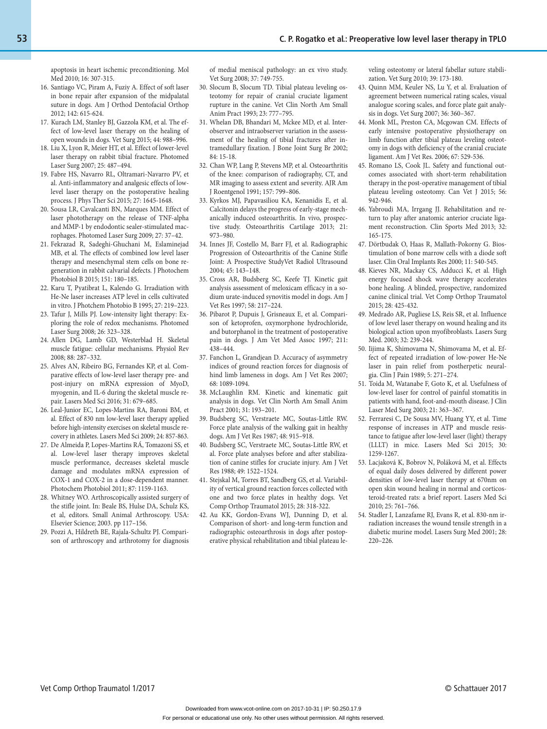apoptosis in heart ischemic preconditioning. Mol Med 2010; 16: 307-315.

16. Santiago VC, Piram A, Fuziy A. Effect of soft laser in bone repair after expansion of the midpalatal suture in dogs. Am J Orthod Dentofacial Orthop 2012; 142: 615-624.
17. Kurach LM, Stanley BJ, Gazzola KM, et al. The effect of low-level laser therapy on the healing of open wounds in dogs. Vet Surg 2015; 44: 988–996.
18. Liu X, Lyon R, Meier HT, et al. Effect of lower-level laser therapy on rabbit tibial fracture. Photomed Laser Surg 2007; 25: 487–494.
19. Fabre HS, Navarro RL, Oltramari-Navarro PV, et al. Anti-inflammatory and analgesic effects of low-level laser therapy on the postoperative healing process. J Phys Ther Sci 2015; 27: 1645-1648.
20. Sousa LR, Cavalcanti BN, Marques MM. Effect of laser phototherapy on the release of TNF-alpha and MMP-1 by endodontic sealer-stimulated macrophages. Photomed Laser Surg 2009; 27: 37–42.
21. Fekrazad R, Sadeghi-Ghuchani M, Eslaminejad MB, et al. The effects of combined low level laser therapy and mesenchymal stem cells on bone regeneration in rabbit calvarial defects. J Photochem Photobiol B 2015; 151: 180–185.
22. Karu T, Pyatibrat L, Kalendo G. Irradiation with He-Ne laser increases ATP level in cells cultivated in vitro. J Photchem Photobio B 1995; 27: 219–223.
23. Tafur J, Mills PJ. Low-intensity light therapy: Exploring the role of redox mechanisms. Photomed Laser Surg 2008; 26: 323–328.
24. Allen DG, Lamb GD, Westerblad H. Skeletal muscle fatigue: cellular mechanisms. Physiol Rev 2008; 88: 287–332.
25. Alves AN, Ribeiro BG, Fernandes KP, et al. Comparative effects of low-level laser therapy pre- and post-injury on mRNA expression of MyoD, myogenin, and IL-6 during the skeletal muscle repair. Lasers Med Sci 2016; 31: 679–685.
26. Leal-Junior EC, Lopes-Martins RA, Baroni BM, et al. Effect of 830 nm low-level laser therapy applied before high-intensity exercises on skeletal muscle recovery in athletes. Lasers Med Sci 2009; 24: 857-863.
27. De Almeida P, Lopes-Martins RÁ, Tomazoni SS, et al. Low-level laser therapy improves skeletal muscle performance, decreases skeletal muscle damage and modulates mRNA expression of COX-1 and COX-2 in a dose-dependent manner. Photochem Photobiol 2011; 87: 1159-1163.
28. Whitney WO. Arthroscopically assisted surgery of the stifle joint. In: Beale BS, Hulse DA, Schulz KS, et al, editors. Small Animal Arthroscopy. USA: Elsevier Science; 2003. pp 117–156.
29. Pozzi A, Hildreth BE, Rajala-Schultz PJ. Comparison of arthroscopy and arthrotomy for diagnosis of medial meniscal pathology: an ex vivo study. Vet Surg 2008; 37: 749-755.
30. Slocum B, Slocum TD. Tibial plateau leveling osteotomy for repair of cranial cruciate ligament rupture in the canine. Vet Clin North Am Small Anim Pract 1993; 23: 777–795.
31. Whelan DB, Bhandari M, Mckee MD, et al. Interobserver and intraobserver variation in the assessment of the healing of tibial fractures after intramedullary fixation. J Bone Joint Surg Br 2002; 84: 15-18.
32. Chan WP, Lang P, Stevens MP, et al. Osteoarthritis of the knee: comparison of radiography, CT, and MR imaging to assess extent and severity. AJR Am J Roentgenol 1991; 157: 799–806.
33. Kyrkos MJ, Papavasiliou KA, Kenanidis E, et al. Calcitonin delays the progress of early-stage mechanically induced osteoarthritis. In vivo, prospective study. Osteoarthritis Cartilage 2013; 21: 973–980.
34. Innes JF, Costello M, Barr FJ, et al. Radiographic Progression of Osteoarthritis of the Canine Stifle Joint: A Prospective StudyVet Radiol Ultrasound 2004; 45: 143–148.
35. Cross AR, Budsberg SC, Keefe TJ. Kinetic gait analysis assessment of meloxicam efficacy in a sodium urate-induced synovitis model in dogs. Am J Vet Res 1997; 58: 217–224.
36. Pibarot P, Dupuis J, Grisneaux E, et al. Comparison of ketoprofen, oxymorphone hydrochloride, and butorphanol in the treatment of postoperative pain in dogs. J Am Vet Med Assoc 1997; 211: 438–444.
37. Fanchon L, Grandjean D. Accuracy of asymmetry indices of ground reaction forces for diagnosis of hind limb lameness in dogs. Am J Vet Res 2007; 68: 1089-1094.
38. McLaughlin RM. Kinetic and kinematic gait analysis in dogs. Vet Clin North Am Small Anim Pract 2001; 31: 193–201.
39. Budsberg SC, Verstraete MC, Soutas-Little RW. Force plate analysis of the walking gait in healthy dogs. Am J Vet Res 1987; 48: 915–918.
40. Budsberg SC, Verstraete MC, Soutas-Little RW, et al. Force plate analyses before and after stabilization of canine stifles for cruciate injury. Am J Vet Res 1988; 49: 1522–1524.
41. Stejskal M, Torres BT, Sandberg GS, et al. Variability of vertical ground reaction forces collected with one and two force plates in healthy dogs. Vet Comp Orthop Traumatol 2015; 28: 318-322.
42. Au KK, Gordon-Evans WJ, Dunning D, et al. Comparison of short- and long-term function and radiographic osteoarthrosis in dogs after postoperative physical rehabilitation and tibial plateau leveling osteotomy or lateral fabellar suture stabilization. Vet Surg 2010; 39: 173-180.
43. Quinn MM, Keuler NS, Lu Y, et al. Evaluation of agreement between numerical rating scales, visual analogue scoring scales, and force plate gait analysis in dogs. Vet Surg 2007; 36: 360–367.
44. Monk ML, Preston CA, Mcgowan CM. Effects of early intensive postoperative physiotherapy on limb function after tibial plateau leveling osteotomy in dogs with deficiency of the cranial cruciate ligament. Am J Vet Res. 2006; 67: 529-536.
45. Romano LS, Cook JL. Safety and functional outcomes associated with short-term rehabilitation therapy in the post-operative management of tibial plateau leveling osteotomy. Can Vet J 2015; 56: 942-946.
46. Yabroudi MA, Irrgang JJ. Rehabilitation and return to play after anatomic anterior cruciate ligament reconstruction. Clin Sports Med 2013; 32: 165-175.
47. Dörtbudak O, Haas R, Mallath-Pokorny G. Biostimulation of bone marrow cells with a diode soft laser. Clin Oral Implants Res 2000; 11: 540-545.
48. Kieves NR, Mackay CS, Adducci K, et al. High energy focused shock wave therapy accelerates bone healing. A blinded, prospective, randomized canine clinical trial. Vet Comp Orthop Traumatol 2015; 28: 425-432.
49. Medrado AR, Pugliese LS, Reis SR, et al. Influence of low level laser therapy on wound healing and its biological action upon myofibroblasts. Lasers Surg Med. 2003; 32: 239-244.
50. Iijima K, Shimovama N, Shimovama M, et al. Effect of repeated irradiation of low-power He-Ne laser in pain relief from postherpetic neuralgia. Clin J Pain 1989; 5: 271–274.
51. Toida M, Watanabe F, Goto K, et al. Usefulness of low-level laser for control of painful stomatitis in patients with hand, foot-and-mouth disease. J Clin Laser Med Surg 2003; 21: 363–367.
52. Ferraresi C, De Sousa MV, Huang YY, et al. Time response of increases in ATP and muscle resistance to fatigue after low-level laser (light) therapy (LLLT) in mice. Lasers Med Sci 2015; 30: 1259-1267.
53. Lacjaková K, Bobrov N, Poláková M, et al. Effects of equal daily doses delivered by different power densities of low-level laser therapy at 670nm on open skin wound healing in normal and corticosteroid-treated rats: a brief report. Lasers Med Sci 2010; 25: 761–766.
54. Stadler I, Lanzafame RJ, Evans R, et al. 830-nm irradiation increases the wound tensile strength in a diabetic murine model. Lasers Surg Med 2001; 28: 220–226.